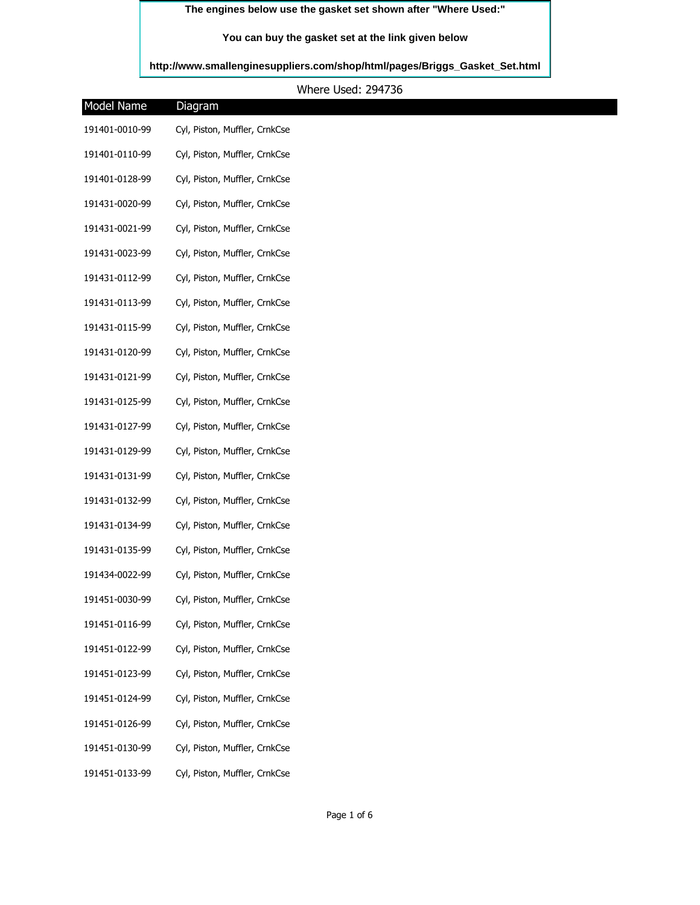**The engines below use the gasket set shown after "Where Used:"**

**You can buy the gasket set at the link given below**

**http://www.smallenginesuppliers.com/shop/html/pages/Briggs_Gasket_Set.html**

Where Used: 294736

| Model Name | Diagram |
|---|---|
| 191401-0010-99 | Cyl, Piston, Muffler, CrnkCse |
| 191401-0110-99 | Cyl, Piston, Muffler, CrnkCse |
| 191401-0128-99 | Cyl, Piston, Muffler, CrnkCse |
| 191431-0020-99 | Cyl, Piston, Muffler, CrnkCse |
| 191431-0021-99 | Cyl, Piston, Muffler, CrnkCse |
| 191431-0023-99 | Cyl, Piston, Muffler, CrnkCse |
| 191431-0112-99 | Cyl, Piston, Muffler, CrnkCse |
| 191431-0113-99 | Cyl, Piston, Muffler, CrnkCse |
| 191431-0115-99 | Cyl, Piston, Muffler, CrnkCse |
| 191431-0120-99 | Cyl, Piston, Muffler, CrnkCse |
| 191431-0121-99 | Cyl, Piston, Muffler, CrnkCse |
| 191431-0125-99 | Cyl, Piston, Muffler, CrnkCse |
| 191431-0127-99 | Cyl, Piston, Muffler, CrnkCse |
| 191431-0129-99 | Cyl, Piston, Muffler, CrnkCse |
| 191431-0131-99 | Cyl, Piston, Muffler, CrnkCse |
| 191431-0132-99 | Cyl, Piston, Muffler, CrnkCse |
| 191431-0134-99 | Cyl, Piston, Muffler, CrnkCse |
| 191431-0135-99 | Cyl, Piston, Muffler, CrnkCse |
| 191434-0022-99 | Cyl, Piston, Muffler, CrnkCse |
| 191451-0030-99 | Cyl, Piston, Muffler, CrnkCse |
| 191451-0116-99 | Cyl, Piston, Muffler, CrnkCse |
| 191451-0122-99 | Cyl, Piston, Muffler, CrnkCse |
| 191451-0123-99 | Cyl, Piston, Muffler, CrnkCse |
| 191451-0124-99 | Cyl, Piston, Muffler, CrnkCse |
| 191451-0126-99 | Cyl, Piston, Muffler, CrnkCse |
| 191451-0130-99 | Cyl, Piston, Muffler, CrnkCse |
| 191451-0133-99 | Cyl, Piston, Muffler, CrnkCse |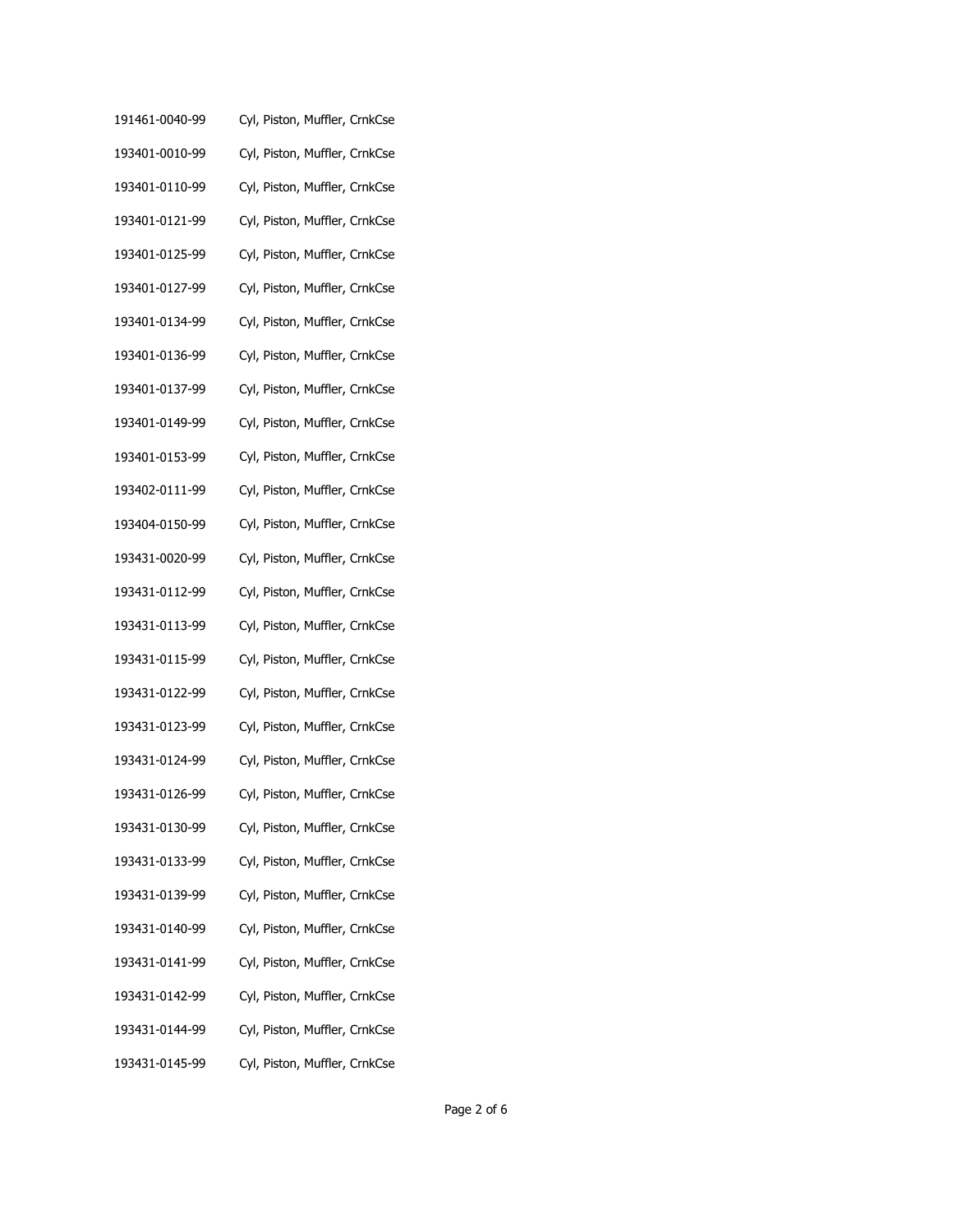| | |
|---|---|
| 191461-0040-99 | Cyl, Piston, Muffler, CrnkCse |
| 193401-0010-99 | Cyl, Piston, Muffler, CrnkCse |
| 193401-0110-99 | Cyl, Piston, Muffler, CrnkCse |
| 193401-0121-99 | Cyl, Piston, Muffler, CrnkCse |
| 193401-0125-99 | Cyl, Piston, Muffler, CrnkCse |
| 193401-0127-99 | Cyl, Piston, Muffler, CrnkCse |
| 193401-0134-99 | Cyl, Piston, Muffler, CrnkCse |
| 193401-0136-99 | Cyl, Piston, Muffler, CrnkCse |
| 193401-0137-99 | Cyl, Piston, Muffler, CrnkCse |
| 193401-0149-99 | Cyl, Piston, Muffler, CrnkCse |
| 193401-0153-99 | Cyl, Piston, Muffler, CrnkCse |
| 193402-0111-99 | Cyl, Piston, Muffler, CrnkCse |
| 193404-0150-99 | Cyl, Piston, Muffler, CrnkCse |
| 193431-0020-99 | Cyl, Piston, Muffler, CrnkCse |
| 193431-0112-99 | Cyl, Piston, Muffler, CrnkCse |
| 193431-0113-99 | Cyl, Piston, Muffler, CrnkCse |
| 193431-0115-99 | Cyl, Piston, Muffler, CrnkCse |
| 193431-0122-99 | Cyl, Piston, Muffler, CrnkCse |
| 193431-0123-99 | Cyl, Piston, Muffler, CrnkCse |
| 193431-0124-99 | Cyl, Piston, Muffler, CrnkCse |
| 193431-0126-99 | Cyl, Piston, Muffler, CrnkCse |
| 193431-0130-99 | Cyl, Piston, Muffler, CrnkCse |
| 193431-0133-99 | Cyl, Piston, Muffler, CrnkCse |
| 193431-0139-99 | Cyl, Piston, Muffler, CrnkCse |
| 193431-0140-99 | Cyl, Piston, Muffler, CrnkCse |
| 193431-0141-99 | Cyl, Piston, Muffler, CrnkCse |
| 193431-0142-99 | Cyl, Piston, Muffler, CrnkCse |
| 193431-0144-99 | Cyl, Piston, Muffler, CrnkCse |
| 193431-0145-99 | Cyl, Piston, Muffler, CrnkCse |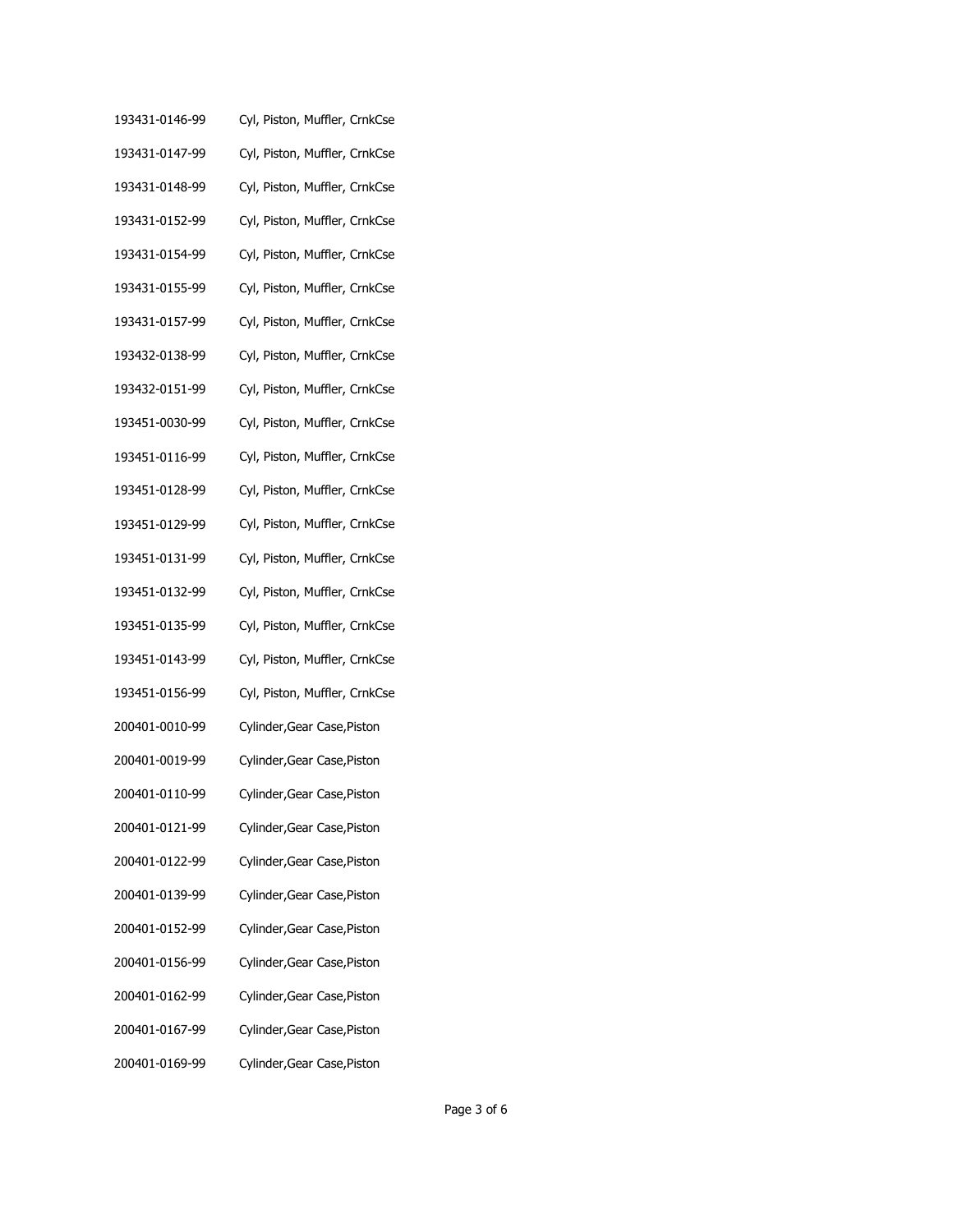| | |
|---|---|
| 193431-0146-99 | Cyl, Piston, Muffler, CrnkCse |
| 193431-0147-99 | Cyl, Piston, Muffler, CrnkCse |
| 193431-0148-99 | Cyl, Piston, Muffler, CrnkCse |
| 193431-0152-99 | Cyl, Piston, Muffler, CrnkCse |
| 193431-0154-99 | Cyl, Piston, Muffler, CrnkCse |
| 193431-0155-99 | Cyl, Piston, Muffler, CrnkCse |
| 193431-0157-99 | Cyl, Piston, Muffler, CrnkCse |
| 193432-0138-99 | Cyl, Piston, Muffler, CrnkCse |
| 193432-0151-99 | Cyl, Piston, Muffler, CrnkCse |
| 193451-0030-99 | Cyl, Piston, Muffler, CrnkCse |
| 193451-0116-99 | Cyl, Piston, Muffler, CrnkCse |
| 193451-0128-99 | Cyl, Piston, Muffler, CrnkCse |
| 193451-0129-99 | Cyl, Piston, Muffler, CrnkCse |
| 193451-0131-99 | Cyl, Piston, Muffler, CrnkCse |
| 193451-0132-99 | Cyl, Piston, Muffler, CrnkCse |
| 193451-0135-99 | Cyl, Piston, Muffler, CrnkCse |
| 193451-0143-99 | Cyl, Piston, Muffler, CrnkCse |
| 193451-0156-99 | Cyl, Piston, Muffler, CrnkCse |
| 200401-0010-99 | Cylinder,Gear Case,Piston |
| 200401-0019-99 | Cylinder,Gear Case,Piston |
| 200401-0110-99 | Cylinder,Gear Case,Piston |
| 200401-0121-99 | Cylinder,Gear Case,Piston |
| 200401-0122-99 | Cylinder,Gear Case,Piston |
| 200401-0139-99 | Cylinder,Gear Case,Piston |
| 200401-0152-99 | Cylinder,Gear Case,Piston |
| 200401-0156-99 | Cylinder,Gear Case,Piston |
| 200401-0162-99 | Cylinder,Gear Case,Piston |
| 200401-0167-99 | Cylinder,Gear Case,Piston |
| 200401-0169-99 | Cylinder,Gear Case,Piston |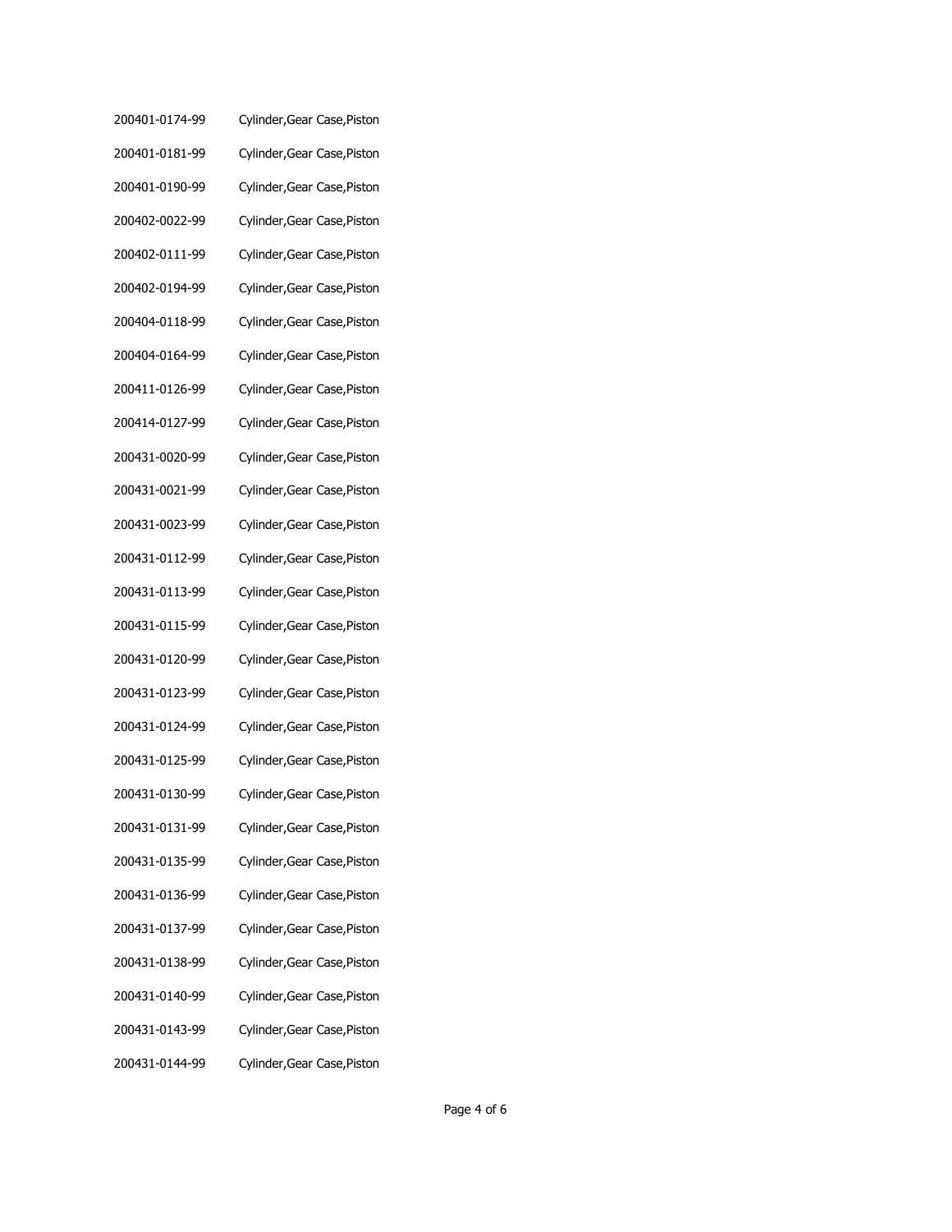| | |
|---|---|
| 200401-0174-99 | Cylinder,Gear Case,Piston |
| 200401-0181-99 | Cylinder,Gear Case,Piston |
| 200401-0190-99 | Cylinder,Gear Case,Piston |
| 200402-0022-99 | Cylinder,Gear Case,Piston |
| 200402-0111-99 | Cylinder,Gear Case,Piston |
| 200402-0194-99 | Cylinder,Gear Case,Piston |
| 200404-0118-99 | Cylinder,Gear Case,Piston |
| 200404-0164-99 | Cylinder,Gear Case,Piston |
| 200411-0126-99 | Cylinder,Gear Case,Piston |
| 200414-0127-99 | Cylinder,Gear Case,Piston |
| 200431-0020-99 | Cylinder,Gear Case,Piston |
| 200431-0021-99 | Cylinder,Gear Case,Piston |
| 200431-0023-99 | Cylinder,Gear Case,Piston |
| 200431-0112-99 | Cylinder,Gear Case,Piston |
| 200431-0113-99 | Cylinder,Gear Case,Piston |
| 200431-0115-99 | Cylinder,Gear Case,Piston |
| 200431-0120-99 | Cylinder,Gear Case,Piston |
| 200431-0123-99 | Cylinder,Gear Case,Piston |
| 200431-0124-99 | Cylinder,Gear Case,Piston |
| 200431-0125-99 | Cylinder,Gear Case,Piston |
| 200431-0130-99 | Cylinder,Gear Case,Piston |
| 200431-0131-99 | Cylinder,Gear Case,Piston |
| 200431-0135-99 | Cylinder,Gear Case,Piston |
| 200431-0136-99 | Cylinder,Gear Case,Piston |
| 200431-0137-99 | Cylinder,Gear Case,Piston |
| 200431-0138-99 | Cylinder,Gear Case,Piston |
| 200431-0140-99 | Cylinder,Gear Case,Piston |
| 200431-0143-99 | Cylinder,Gear Case,Piston |
| 200431-0144-99 | Cylinder,Gear Case,Piston |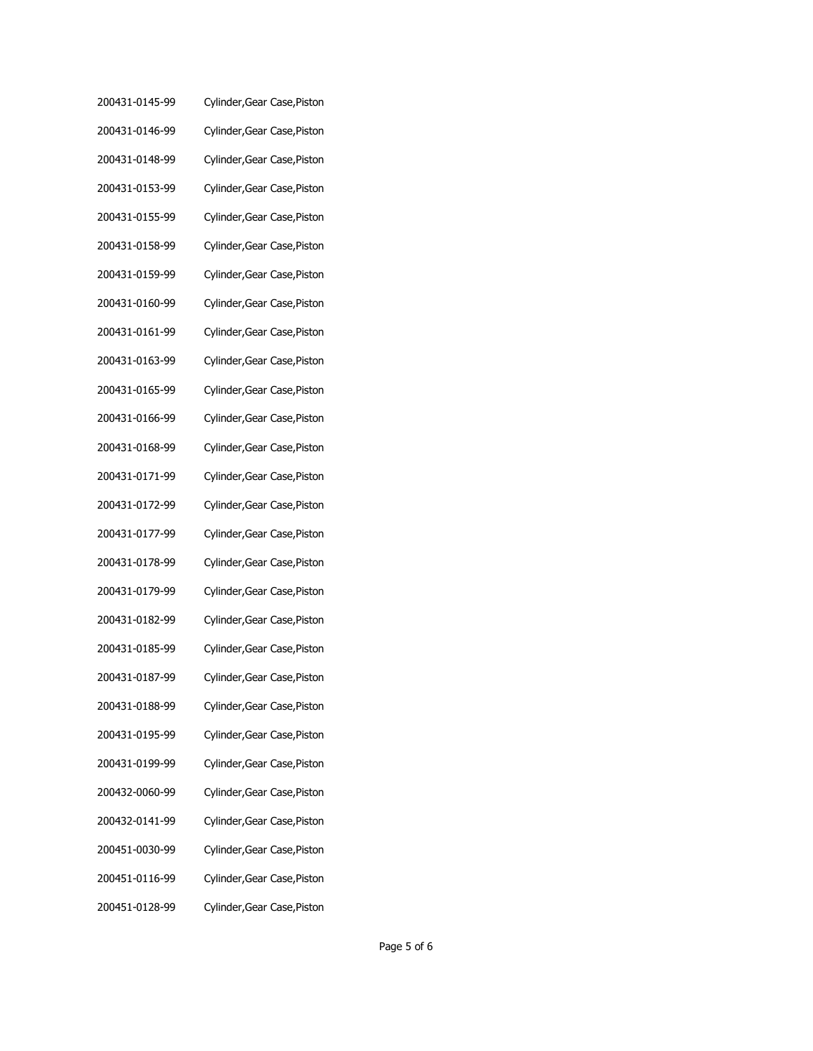| | |
|---|---|
| 200431-0145-99 | Cylinder,Gear Case,Piston |
| 200431-0146-99 | Cylinder,Gear Case,Piston |
| 200431-0148-99 | Cylinder,Gear Case,Piston |
| 200431-0153-99 | Cylinder,Gear Case,Piston |
| 200431-0155-99 | Cylinder,Gear Case,Piston |
| 200431-0158-99 | Cylinder,Gear Case,Piston |
| 200431-0159-99 | Cylinder,Gear Case,Piston |
| 200431-0160-99 | Cylinder,Gear Case,Piston |
| 200431-0161-99 | Cylinder,Gear Case,Piston |
| 200431-0163-99 | Cylinder,Gear Case,Piston |
| 200431-0165-99 | Cylinder,Gear Case,Piston |
| 200431-0166-99 | Cylinder,Gear Case,Piston |
| 200431-0168-99 | Cylinder,Gear Case,Piston |
| 200431-0171-99 | Cylinder,Gear Case,Piston |
| 200431-0172-99 | Cylinder,Gear Case,Piston |
| 200431-0177-99 | Cylinder,Gear Case,Piston |
| 200431-0178-99 | Cylinder,Gear Case,Piston |
| 200431-0179-99 | Cylinder,Gear Case,Piston |
| 200431-0182-99 | Cylinder,Gear Case,Piston |
| 200431-0185-99 | Cylinder,Gear Case,Piston |
| 200431-0187-99 | Cylinder,Gear Case,Piston |
| 200431-0188-99 | Cylinder,Gear Case,Piston |
| 200431-0195-99 | Cylinder,Gear Case,Piston |
| 200431-0199-99 | Cylinder,Gear Case,Piston |
| 200432-0060-99 | Cylinder,Gear Case,Piston |
| 200432-0141-99 | Cylinder,Gear Case,Piston |
| 200451-0030-99 | Cylinder,Gear Case,Piston |
| 200451-0116-99 | Cylinder,Gear Case,Piston |
| 200451-0128-99 | Cylinder,Gear Case,Piston |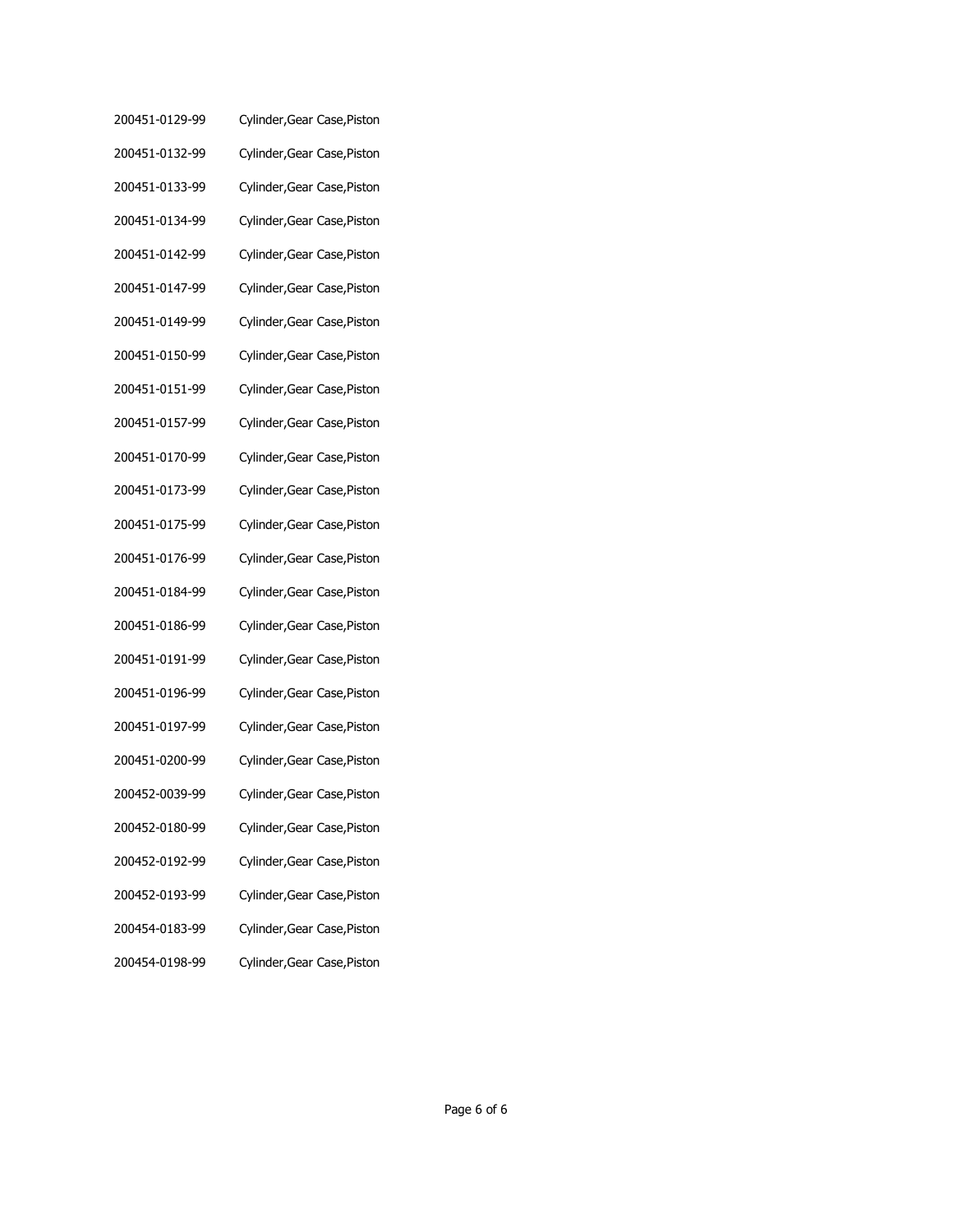| | |
|---|---|
| 200451-0129-99 | Cylinder,Gear Case,Piston |
| 200451-0132-99 | Cylinder,Gear Case,Piston |
| 200451-0133-99 | Cylinder,Gear Case,Piston |
| 200451-0134-99 | Cylinder,Gear Case,Piston |
| 200451-0142-99 | Cylinder,Gear Case,Piston |
| 200451-0147-99 | Cylinder,Gear Case,Piston |
| 200451-0149-99 | Cylinder,Gear Case,Piston |
| 200451-0150-99 | Cylinder,Gear Case,Piston |
| 200451-0151-99 | Cylinder,Gear Case,Piston |
| 200451-0157-99 | Cylinder,Gear Case,Piston |
| 200451-0170-99 | Cylinder,Gear Case,Piston |
| 200451-0173-99 | Cylinder,Gear Case,Piston |
| 200451-0175-99 | Cylinder,Gear Case,Piston |
| 200451-0176-99 | Cylinder,Gear Case,Piston |
| 200451-0184-99 | Cylinder,Gear Case,Piston |
| 200451-0186-99 | Cylinder,Gear Case,Piston |
| 200451-0191-99 | Cylinder,Gear Case,Piston |
| 200451-0196-99 | Cylinder,Gear Case,Piston |
| 200451-0197-99 | Cylinder,Gear Case,Piston |
| 200451-0200-99 | Cylinder,Gear Case,Piston |
| 200452-0039-99 | Cylinder,Gear Case,Piston |
| 200452-0180-99 | Cylinder,Gear Case,Piston |
| 200452-0192-99 | Cylinder,Gear Case,Piston |
| 200452-0193-99 | Cylinder,Gear Case,Piston |
| 200454-0183-99 | Cylinder,Gear Case,Piston |
| 200454-0198-99 | Cylinder,Gear Case,Piston |